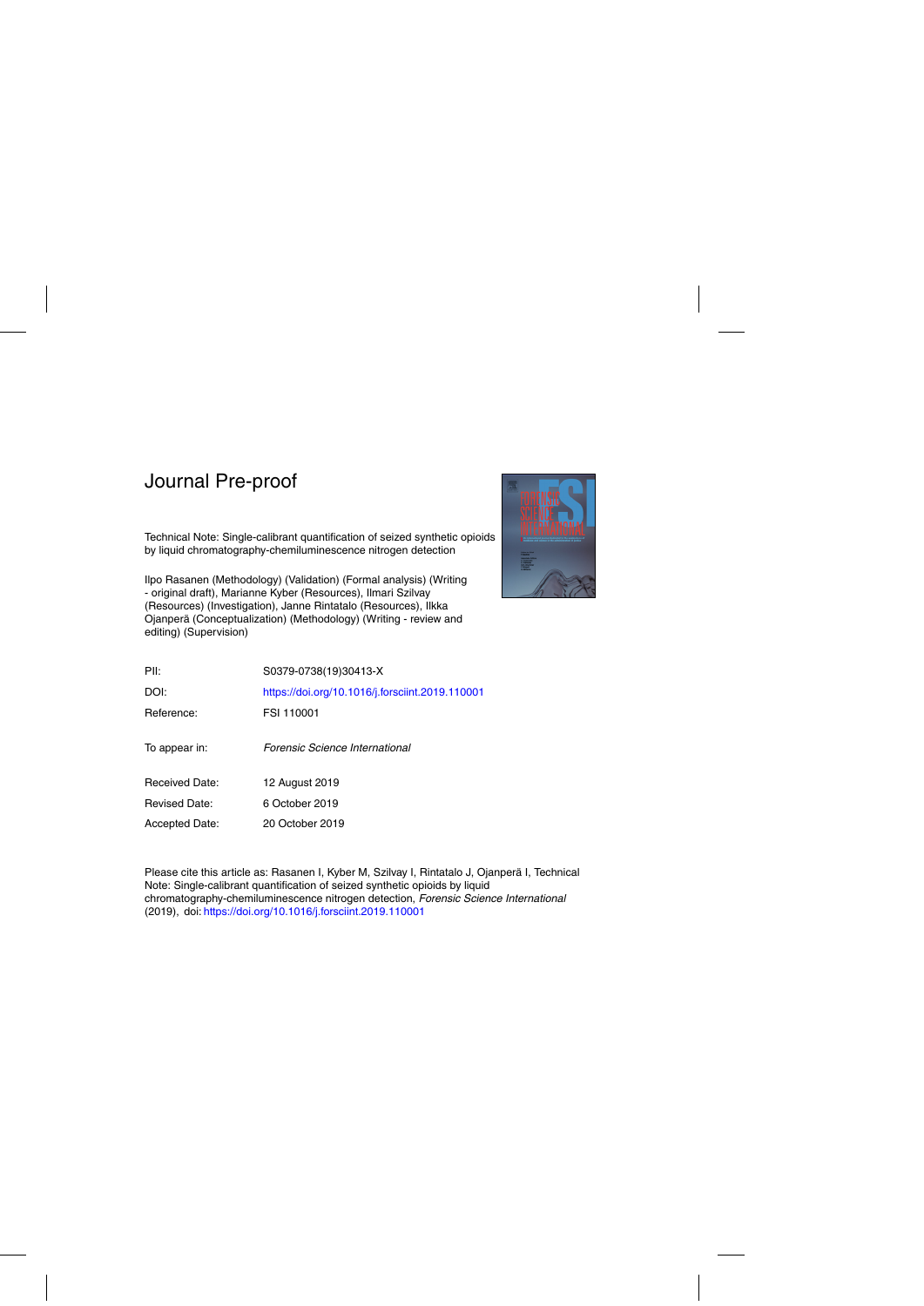Journal Pre-proof

Technical Note: Single-calibrant quantification of seized synthetic opioids by liquid chromatography-chemiluminescence nitrogen detection

Ilpo Rasanen (Methodology) (Validation) (Formal analysis) (Writing - original draft), Marianne Kyber (Resources), Ilmari Szilvay (Resources) (Investigation), Janne Rintatalo (Resources), Ilkka Ojanperä (Conceptualization) (Methodology) (Writing - review and editing) (Supervision)

| | |
|---|---|
| PII: | S0379-0738(19)30413-X |
| DOI: | https://doi.org/10.1016/j.forsciint.2019.110001 |
| Reference: | FSI 110001 |
| To appear in: | *Forensic Science International* |
| Received Date: | 12 August 2019 |
| Revised Date: | 6 October 2019 |
| Accepted Date: | 20 October 2019 |

Please cite this article as: Rasanen I, Kyber M, Szilvay I, Rintatalo J, Ojanperä I, Technical Note: Single-calibrant quantification of seized synthetic opioids by liquid chromatography-chemiluminescence nitrogen detection, *Forensic Science International* (2019), doi: https://doi.org/10.1016/j.forsciint.2019.110001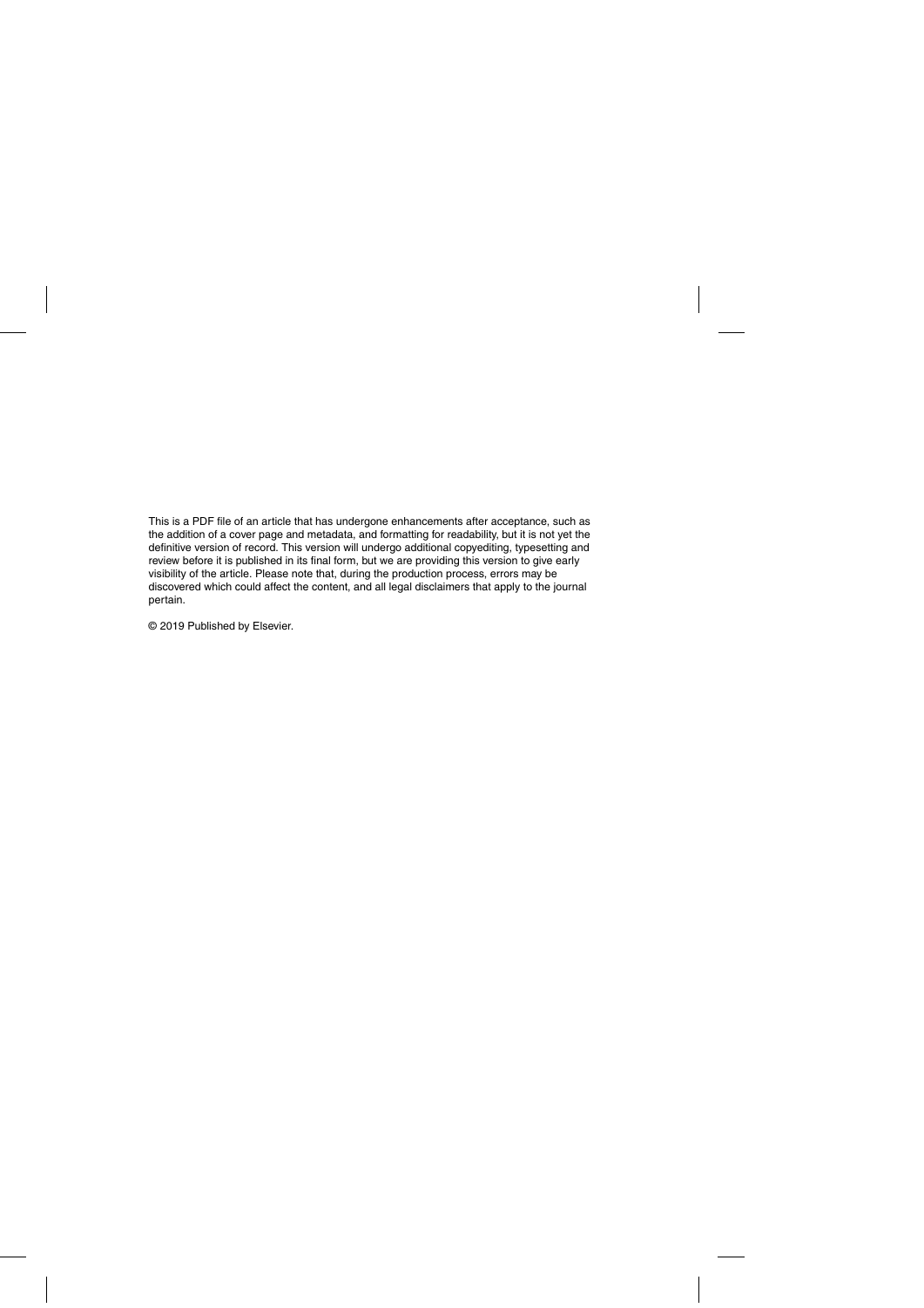This is a PDF file of an article that has undergone enhancements after acceptance, such as the addition of a cover page and metadata, and formatting for readability, but it is not yet the definitive version of record. This version will undergo additional copyediting, typesetting and review before it is published in its final form, but we are providing this version to give early visibility of the article. Please note that, during the production process, errors may be discovered which could affect the content, and all legal disclaimers that apply to the journal pertain.

© 2019 Published by Elsevier.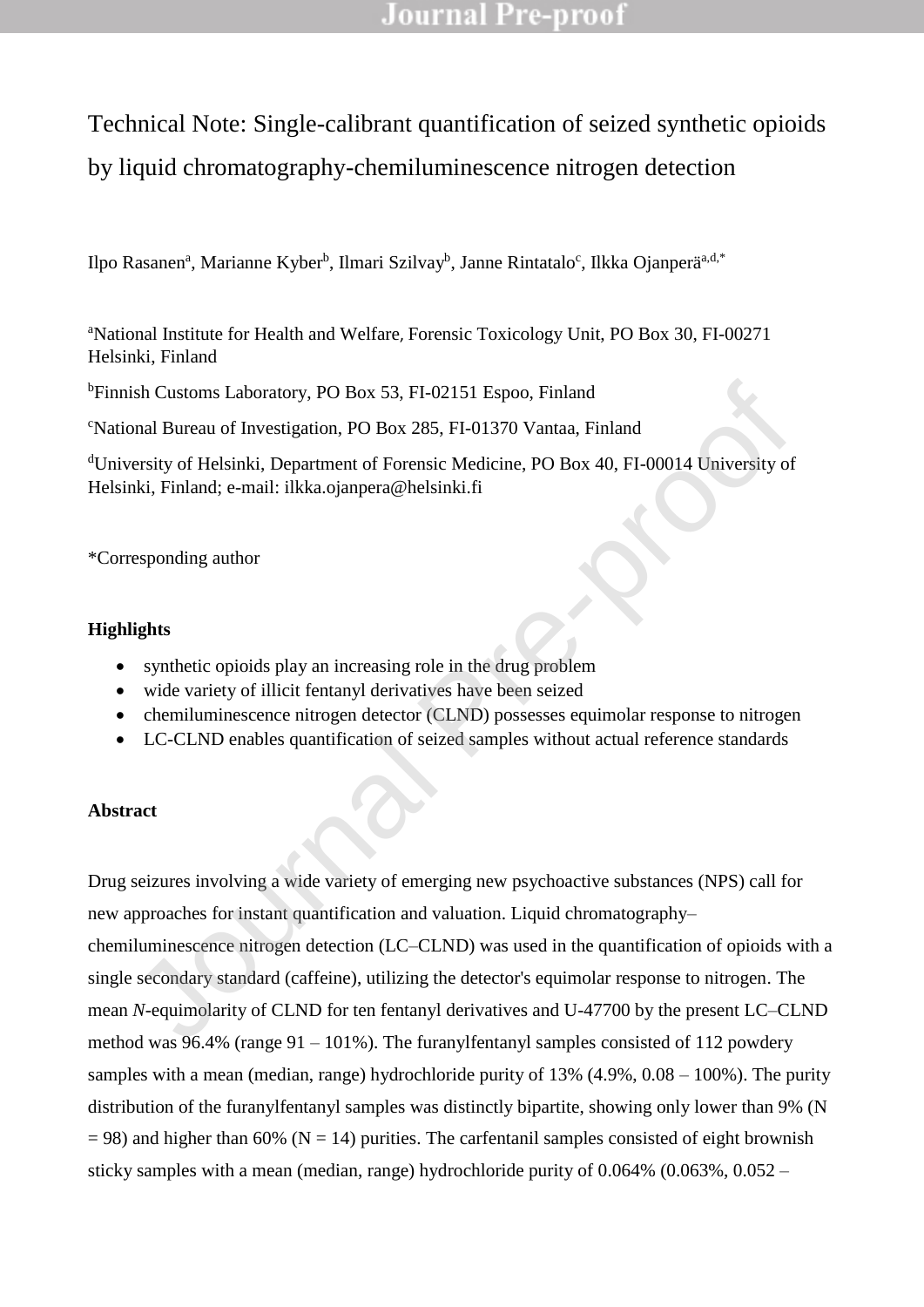# Technical Note: Single-calibrant quantification of seized synthetic opioids by liquid chromatography-chemiluminescence nitrogen detection

Ilpo Rasanen[a], Marianne Kyber[b], Ilmari Szilvay[b], Janne Rintatalo[c], Ilkka Ojanperä[a,d,*]

[a]National Institute for Health and Welfare, Forensic Toxicology Unit, PO Box 30, FI-00271 Helsinki, Finland

[b]Finnish Customs Laboratory, PO Box 53, FI-02151 Espoo, Finland

[c]National Bureau of Investigation, PO Box 285, FI-01370 Vantaa, Finland

[d]University of Helsinki, Department of Forensic Medicine, PO Box 40, FI-00014 University of Helsinki, Finland; e-mail: ilkka.ojanpera@helsinki.fi

*Corresponding author

### Highlights

- synthetic opioids play an increasing role in the drug problem
- wide variety of illicit fentanyl derivatives have been seized
- chemiluminescence nitrogen detector (CLND) possesses equimolar response to nitrogen
- LC-CLND enables quantification of seized samples without actual reference standards

### Abstract

Drug seizures involving a wide variety of emerging new psychoactive substances (NPS) call for new approaches for instant quantification and valuation. Liquid chromatography–chemiluminescence nitrogen detection (LC–CLND) was used in the quantification of opioids with a single secondary standard (caffeine), utilizing the detector's equimolar response to nitrogen. The mean *N*-equimolarity of CLND for ten fentanyl derivatives and U-47700 by the present LC–CLND method was 96.4% (range 91 – 101%). The furanylfentanyl samples consisted of 112 powdery samples with a mean (median, range) hydrochloride purity of 13% (4.9%, 0.08 – 100%). The purity distribution of the furanylfentanyl samples was distinctly bipartite, showing only lower than 9% (N = 98) and higher than 60% (N = 14) purities. The carfentanil samples consisted of eight brownish sticky samples with a mean (median, range) hydrochloride purity of 0.064% (0.063%, 0.052 –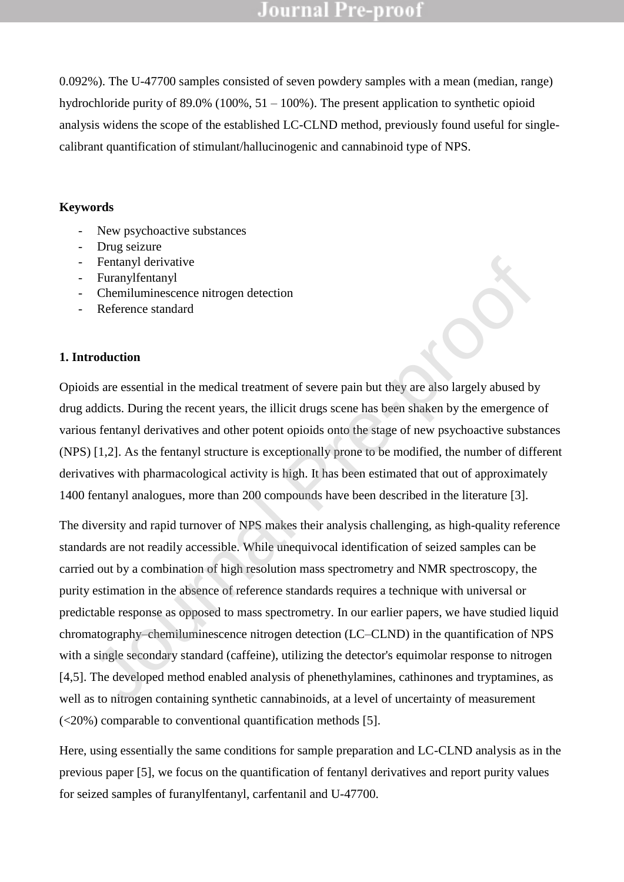0.092%). The U-47700 samples consisted of seven powdery samples with a mean (median, range) hydrochloride purity of 89.0% (100%, 51 – 100%). The present application to synthetic opioid analysis widens the scope of the established LC-CLND method, previously found useful for single-calibrant quantification of stimulant/hallucinogenic and cannabinoid type of NPS.

**Keywords**

- New psychoactive substances
- Drug seizure
- Fentanyl derivative
- Furanylfentanyl
- Chemiluminescence nitrogen detection
- Reference standard

## 1. Introduction

Opioids are essential in the medical treatment of severe pain but they are also largely abused by drug addicts. During the recent years, the illicit drugs scene has been shaken by the emergence of various fentanyl derivatives and other potent opioids onto the stage of new psychoactive substances (NPS) [1,2]. As the fentanyl structure is exceptionally prone to be modified, the number of different derivatives with pharmacological activity is high. It has been estimated that out of approximately 1400 fentanyl analogues, more than 200 compounds have been described in the literature [3].

The diversity and rapid turnover of NPS makes their analysis challenging, as high-quality reference standards are not readily accessible. While unequivocal identification of seized samples can be carried out by a combination of high resolution mass spectrometry and NMR spectroscopy, the purity estimation in the absence of reference standards requires a technique with universal or predictable response as opposed to mass spectrometry. In our earlier papers, we have studied liquid chromatography–chemiluminescence nitrogen detection (LC–CLND) in the quantification of NPS with a single secondary standard (caffeine), utilizing the detector's equimolar response to nitrogen [4,5]. The developed method enabled analysis of phenethylamines, cathinones and tryptamines, as well as to nitrogen containing synthetic cannabinoids, at a level of uncertainty of measurement (<20%) comparable to conventional quantification methods [5].

Here, using essentially the same conditions for sample preparation and LC-CLND analysis as in the previous paper [5], we focus on the quantification of fentanyl derivatives and report purity values for seized samples of furanylfentanyl, carfentanil and U-47700.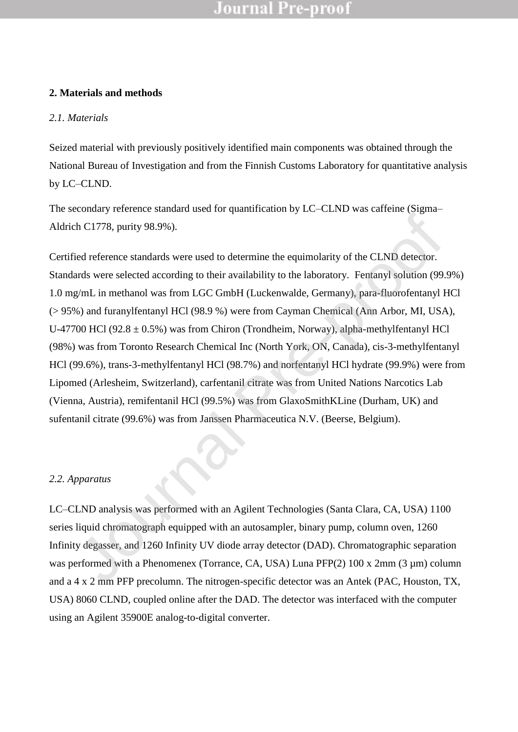## 2. Materials and methods

### *2.1. Materials*

Seized material with previously positively identified main components was obtained through the National Bureau of Investigation and from the Finnish Customs Laboratory for quantitative analysis by LC–CLND.

The secondary reference standard used for quantification by LC–CLND was caffeine (Sigma–Aldrich C1778, purity 98.9%).

Certified reference standards were used to determine the equimolarity of the CLND detector. Standards were selected according to their availability to the laboratory. Fentanyl solution (99.9%) 1.0 mg/mL in methanol was from LGC GmbH (Luckenwalde, Germany), para-fluorofentanyl HCl (> 95%) and furanylfentanyl HCl (98.9 %) were from Cayman Chemical (Ann Arbor, MI, USA), U-47700 HCl (92.8 ± 0.5%) was from Chiron (Trondheim, Norway), alpha-methylfentanyl HCl (98%) was from Toronto Research Chemical Inc (North York, ON, Canada), cis-3-methylfentanyl HCl (99.6%), trans-3-methylfentanyl HCl (98.7%) and norfentanyl HCl hydrate (99.9%) were from Lipomed (Arlesheim, Switzerland), carfentanil citrate was from United Nations Narcotics Lab (Vienna, Austria), remifentanil HCl (99.5%) was from GlaxoSmithKLine (Durham, UK) and sufentanil citrate (99.6%) was from Janssen Pharmaceutica N.V. (Beerse, Belgium).

### *2.2. Apparatus*

LC–CLND analysis was performed with an Agilent Technologies (Santa Clara, CA, USA) 1100 series liquid chromatograph equipped with an autosampler, binary pump, column oven, 1260 Infinity degasser, and 1260 Infinity UV diode array detector (DAD). Chromatographic separation was performed with a Phenomenex (Torrance, CA, USA) Luna PFP(2) 100 x 2mm (3 µm) column and a 4 x 2 mm PFP precolumn. The nitrogen-specific detector was an Antek (PAC, Houston, TX, USA) 8060 CLND, coupled online after the DAD. The detector was interfaced with the computer using an Agilent 35900E analog-to-digital converter.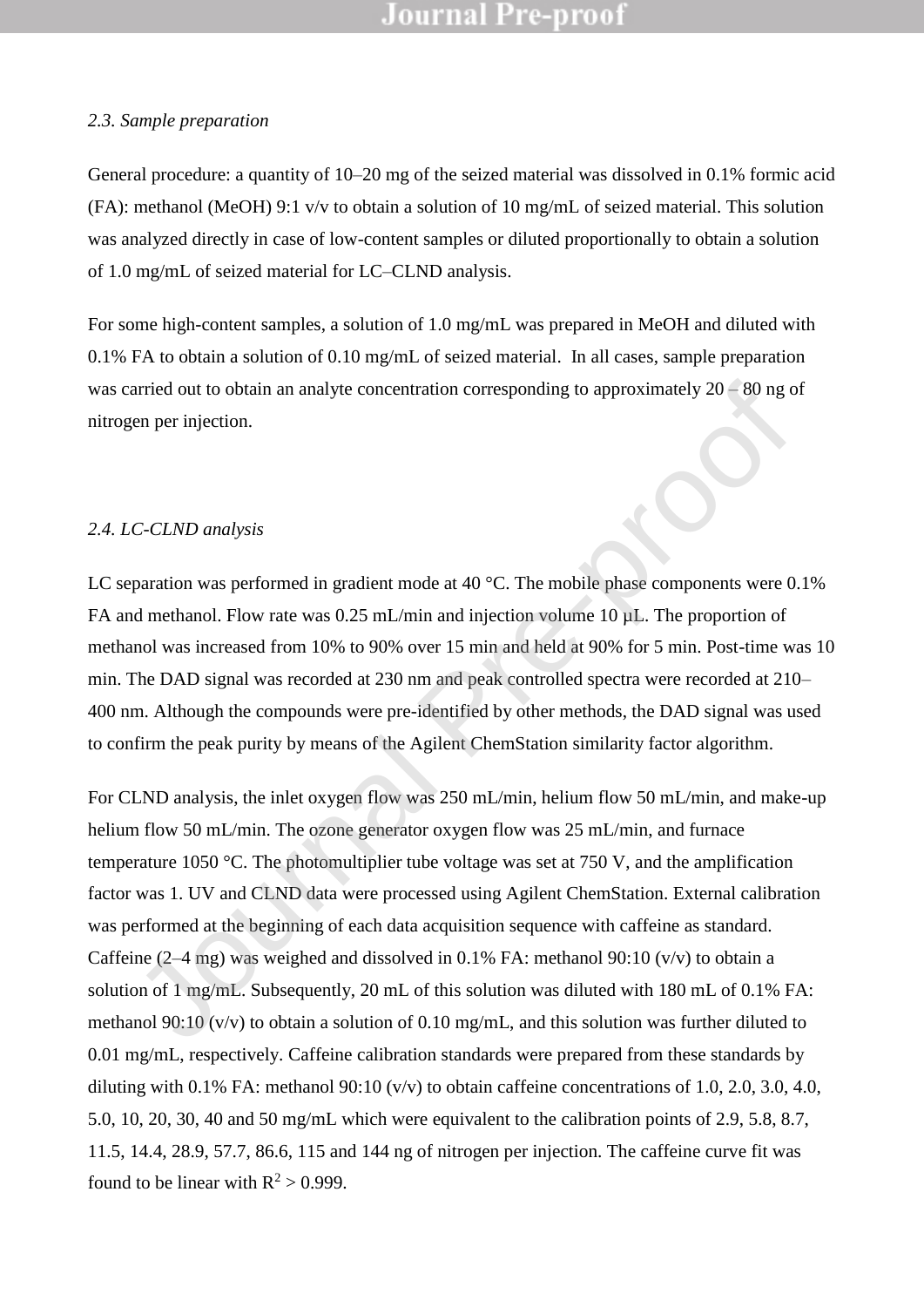*2.3. Sample preparation*

General procedure: a quantity of 10–20 mg of the seized material was dissolved in 0.1% formic acid (FA): methanol (MeOH) 9:1 v/v to obtain a solution of 10 mg/mL of seized material. This solution was analyzed directly in case of low-content samples or diluted proportionally to obtain a solution of 1.0 mg/mL of seized material for LC–CLND analysis.

For some high-content samples, a solution of 1.0 mg/mL was prepared in MeOH and diluted with 0.1% FA to obtain a solution of 0.10 mg/mL of seized material. In all cases, sample preparation was carried out to obtain an analyte concentration corresponding to approximately 20 – 80 ng of nitrogen per injection.

*2.4. LC-CLND analysis*

LC separation was performed in gradient mode at 40 °C. The mobile phase components were 0.1% FA and methanol. Flow rate was 0.25 mL/min and injection volume 10 µL. The proportion of methanol was increased from 10% to 90% over 15 min and held at 90% for 5 min. Post-time was 10 min. The DAD signal was recorded at 230 nm and peak controlled spectra were recorded at 210–400 nm. Although the compounds were pre-identified by other methods, the DAD signal was used to confirm the peak purity by means of the Agilent ChemStation similarity factor algorithm.

For CLND analysis, the inlet oxygen flow was 250 mL/min, helium flow 50 mL/min, and make-up helium flow 50 mL/min. The ozone generator oxygen flow was 25 mL/min, and furnace temperature 1050 °C. The photomultiplier tube voltage was set at 750 V, and the amplification factor was 1. UV and CLND data were processed using Agilent ChemStation. External calibration was performed at the beginning of each data acquisition sequence with caffeine as standard. Caffeine (2–4 mg) was weighed and dissolved in 0.1% FA: methanol 90:10 (v/v) to obtain a solution of 1 mg/mL. Subsequently, 20 mL of this solution was diluted with 180 mL of 0.1% FA: methanol 90:10 (v/v) to obtain a solution of 0.10 mg/mL, and this solution was further diluted to 0.01 mg/mL, respectively. Caffeine calibration standards were prepared from these standards by diluting with 0.1% FA: methanol 90:10 (v/v) to obtain caffeine concentrations of 1.0, 2.0, 3.0, 4.0, 5.0, 10, 20, 30, 40 and 50 mg/mL which were equivalent to the calibration points of 2.9, 5.8, 8.7, 11.5, 14.4, 28.9, 57.7, 86.6, 115 and 144 ng of nitrogen per injection. The caffeine curve fit was found to be linear with $R^2 > 0.999$.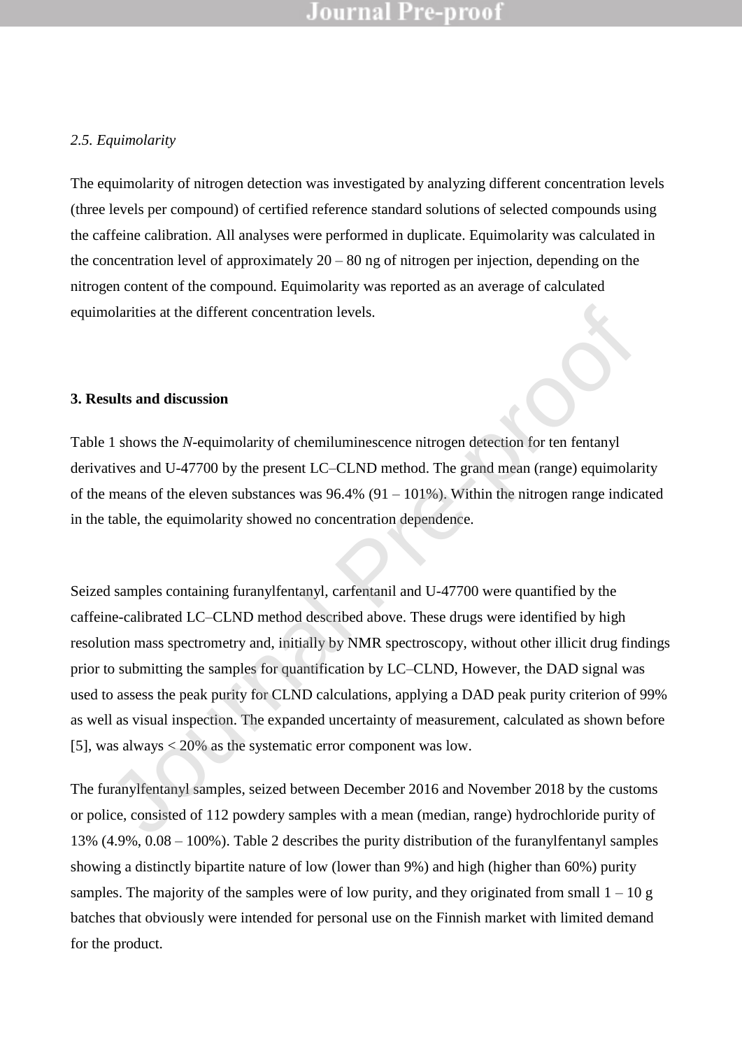*2.5. Equimolarity*

The equimolarity of nitrogen detection was investigated by analyzing different concentration levels (three levels per compound) of certified reference standard solutions of selected compounds using the caffeine calibration. All analyses were performed in duplicate. Equimolarity was calculated in the concentration level of approximately 20 – 80 ng of nitrogen per injection, depending on the nitrogen content of the compound. Equimolarity was reported as an average of calculated equimolarities at the different concentration levels.

## 3. Results and discussion

Table 1 shows the *N*-equimolarity of chemiluminescence nitrogen detection for ten fentanyl derivatives and U-47700 by the present LC–CLND method. The grand mean (range) equimolarity of the means of the eleven substances was 96.4% (91 – 101%). Within the nitrogen range indicated in the table, the equimolarity showed no concentration dependence.

Seized samples containing furanylfentanyl, carfentanil and U-47700 were quantified by the caffeine-calibrated LC–CLND method described above. These drugs were identified by high resolution mass spectrometry and, initially by NMR spectroscopy, without other illicit drug findings prior to submitting the samples for quantification by LC–CLND, However, the DAD signal was used to assess the peak purity for CLND calculations, applying a DAD peak purity criterion of 99% as well as visual inspection. The expanded uncertainty of measurement, calculated as shown before [5], was always < 20% as the systematic error component was low.

The furanylfentanyl samples, seized between December 2016 and November 2018 by the customs or police, consisted of 112 powdery samples with a mean (median, range) hydrochloride purity of 13% (4.9%, 0.08 – 100%). Table 2 describes the purity distribution of the furanylfentanyl samples showing a distinctly bipartite nature of low (lower than 9%) and high (higher than 60%) purity samples. The majority of the samples were of low purity, and they originated from small 1 – 10 g batches that obviously were intended for personal use on the Finnish market with limited demand for the product.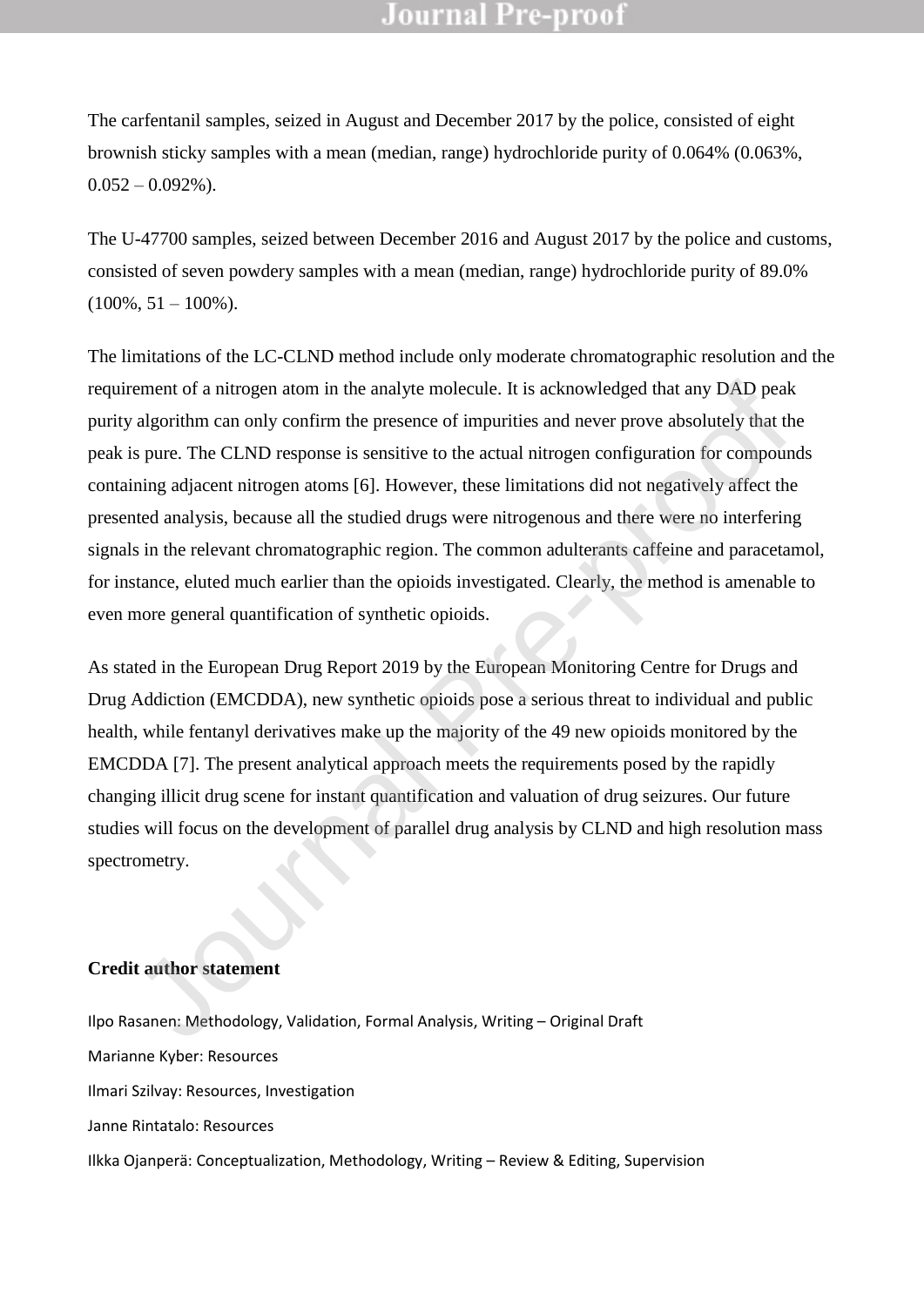The carfentanil samples, seized in August and December 2017 by the police, consisted of eight brownish sticky samples with a mean (median, range) hydrochloride purity of 0.064% (0.063%, 0.052 – 0.092%).

The U-47700 samples, seized between December 2016 and August 2017 by the police and customs, consisted of seven powdery samples with a mean (median, range) hydrochloride purity of 89.0% (100%, 51 – 100%).

The limitations of the LC-CLND method include only moderate chromatographic resolution and the requirement of a nitrogen atom in the analyte molecule. It is acknowledged that any DAD peak purity algorithm can only confirm the presence of impurities and never prove absolutely that the peak is pure. The CLND response is sensitive to the actual nitrogen configuration for compounds containing adjacent nitrogen atoms [6]. However, these limitations did not negatively affect the presented analysis, because all the studied drugs were nitrogenous and there were no interfering signals in the relevant chromatographic region. The common adulterants caffeine and paracetamol, for instance, eluted much earlier than the opioids investigated. Clearly, the method is amenable to even more general quantification of synthetic opioids.

As stated in the European Drug Report 2019 by the European Monitoring Centre for Drugs and Drug Addiction (EMCDDA), new synthetic opioids pose a serious threat to individual and public health, while fentanyl derivatives make up the majority of the 49 new opioids monitored by the EMCDDA [7]. The present analytical approach meets the requirements posed by the rapidly changing illicit drug scene for instant quantification and valuation of drug seizures. Our future studies will focus on the development of parallel drug analysis by CLND and high resolution mass spectrometry.

**Credit author statement**

Ilpo Rasanen: Methodology, Validation, Formal Analysis, Writing – Original Draft

Marianne Kyber: Resources

Ilmari Szilvay: Resources, Investigation

Janne Rintatalo: Resources

Ilkka Ojanperä: Conceptualization, Methodology, Writing – Review & Editing, Supervision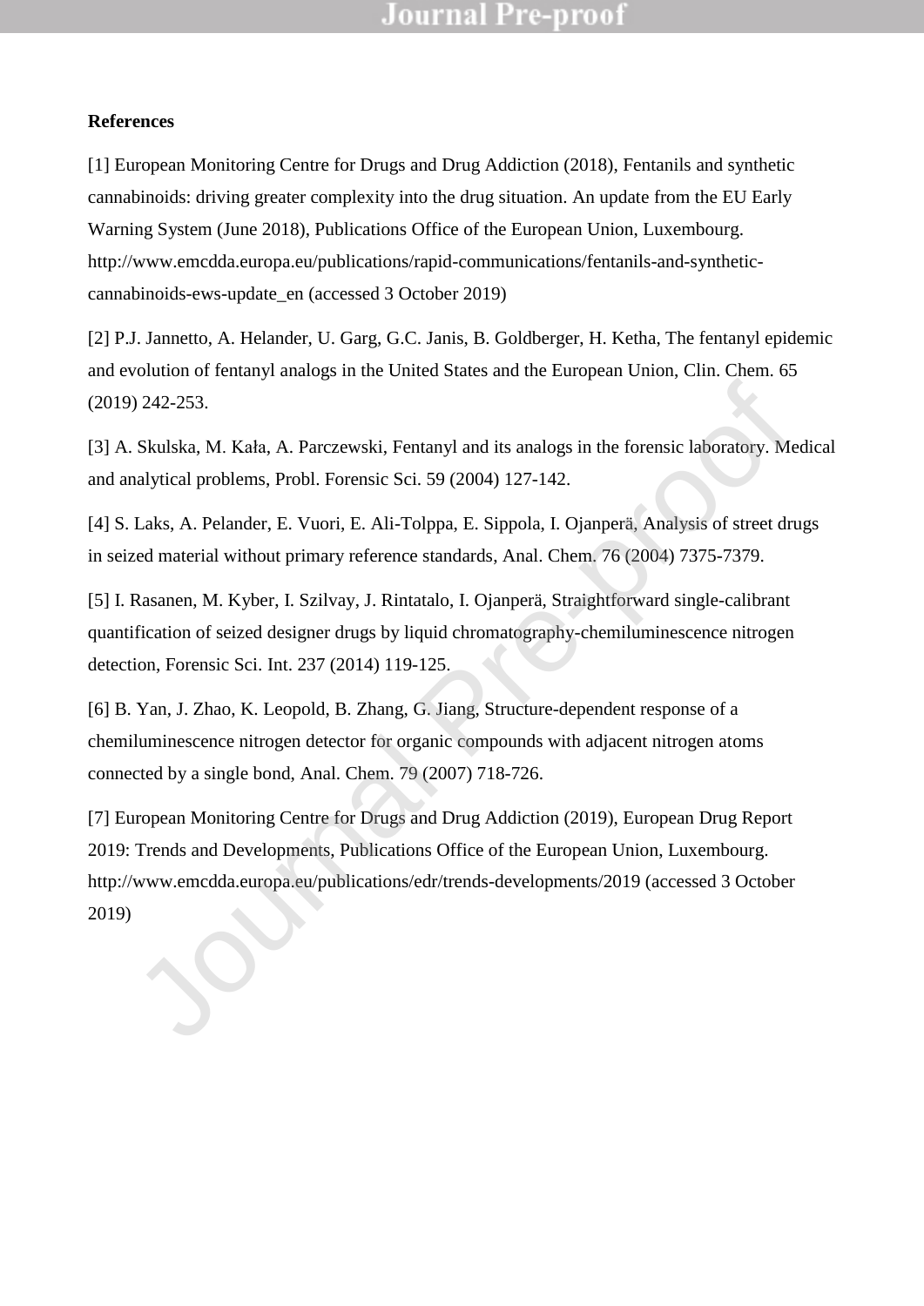**References**

[1] European Monitoring Centre for Drugs and Drug Addiction (2018), Fentanils and synthetic cannabinoids: driving greater complexity into the drug situation. An update from the EU Early Warning System (June 2018), Publications Office of the European Union, Luxembourg. http://www.emcdda.europa.eu/publications/rapid-communications/fentanils-and-synthetic-cannabinoids-ews-update_en (accessed 3 October 2019)

[2] P.J. Jannetto, A. Helander, U. Garg, G.C. Janis, B. Goldberger, H. Ketha, The fentanyl epidemic and evolution of fentanyl analogs in the United States and the European Union, Clin. Chem. 65 (2019) 242-253.

[3] A. Skulska, M. Kała, A. Parczewski, Fentanyl and its analogs in the forensic laboratory. Medical and analytical problems, Probl. Forensic Sci. 59 (2004) 127-142.

[4] S. Laks, A. Pelander, E. Vuori, E. Ali-Tolppa, E. Sippola, I. Ojanperä, Analysis of street drugs in seized material without primary reference standards, Anal. Chem. 76 (2004) 7375-7379.

[5] I. Rasanen, M. Kyber, I. Szilvay, J. Rintatalo, I. Ojanperä, Straightforward single-calibrant quantification of seized designer drugs by liquid chromatography-chemiluminescence nitrogen detection, Forensic Sci. Int. 237 (2014) 119-125.

[6] B. Yan, J. Zhao, K. Leopold, B. Zhang, G. Jiang, Structure-dependent response of a chemiluminescence nitrogen detector for organic compounds with adjacent nitrogen atoms connected by a single bond, Anal. Chem. 79 (2007) 718-726.

[7] European Monitoring Centre for Drugs and Drug Addiction (2019), European Drug Report 2019: Trends and Developments, Publications Office of the European Union, Luxembourg. http://www.emcdda.europa.eu/publications/edr/trends-developments/2019 (accessed 3 October 2019)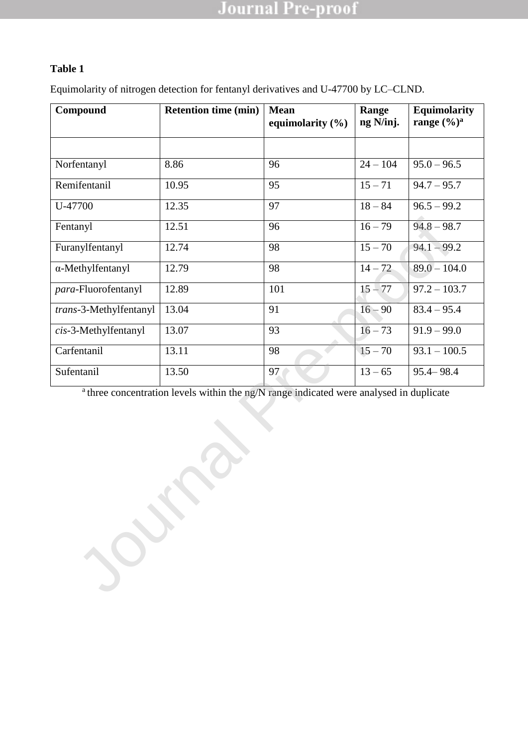**Table 1**

Equimolarity of nitrogen detection for fentanyl derivatives and U-47700 by LC–CLND.

| Compound | Retention time (min) | Mean equimolarity (%) | Range ng N/inj. | Equimolarity range (%)[a] |
|---|---|---|---|---|
| | | | | |
| Norfentanyl | 8.86 | 96 | 24 – 104 | 95.0 – 96.5 |
| Remifentanil | 10.95 | 95 | 15 – 71 | 94.7 – 95.7 |
| U-47700 | 12.35 | 97 | 18 – 84 | 96.5 – 99.2 |
| Fentanyl | 12.51 | 96 | 16 – 79 | 94.8 – 98.7 |
| Furanylfentanyl | 12.74 | 98 | 15 – 70 | 94.1 – 99.2 |
| α-Methylfentanyl | 12.79 | 98 | 14 – 72 | 89.0 – 104.0 |
| *para*-Fluorofentanyl | 12.89 | 101 | 15 – 77 | 97.2 – 103.7 |
| *trans*-3-Methylfentanyl | 13.04 | 91 | 16 – 90 | 83.4 – 95.4 |
| *cis*-3-Methylfentanyl | 13.07 | 93 | 16 – 73 | 91.9 – 99.0 |
| Carfentanil | 13.11 | 98 | 15 – 70 | 93.1 – 100.5 |
| Sufentanil | 13.50 | 97 | 13 – 65 | 95.4– 98.4 |

[a] three concentration levels within the ng/N range indicated were analysed in duplicate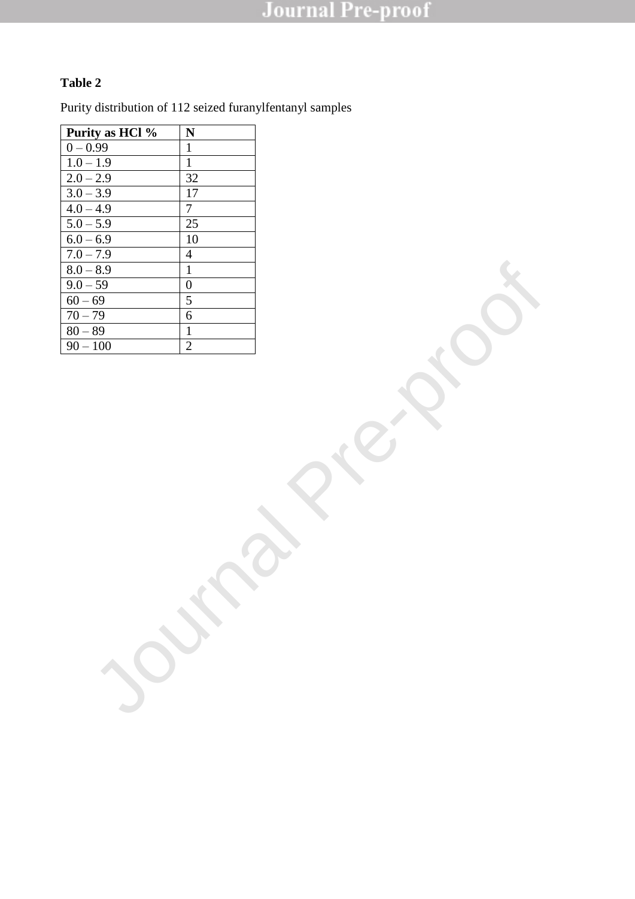**Table 2**

Purity distribution of 112 seized furanylfentanyl samples

| **Purity as HCl %** | **N** |
|---|---|
| 0 – 0.99 | 1 |
| 1.0 – 1.9 | 1 |
| 2.0 – 2.9 | 32 |
| 3.0 – 3.9 | 17 |
| 4.0 – 4.9 | 7 |
| 5.0 – 5.9 | 25 |
| 6.0 – 6.9 | 10 |
| 7.0 – 7.9 | 4 |
| 8.0 – 8.9 | 1 |
| 9.0 – 59 | 0 |
| 60 – 69 | 5 |
| 70 – 79 | 6 |
| 80 – 89 | 1 |
| 90 – 100 | 2 |